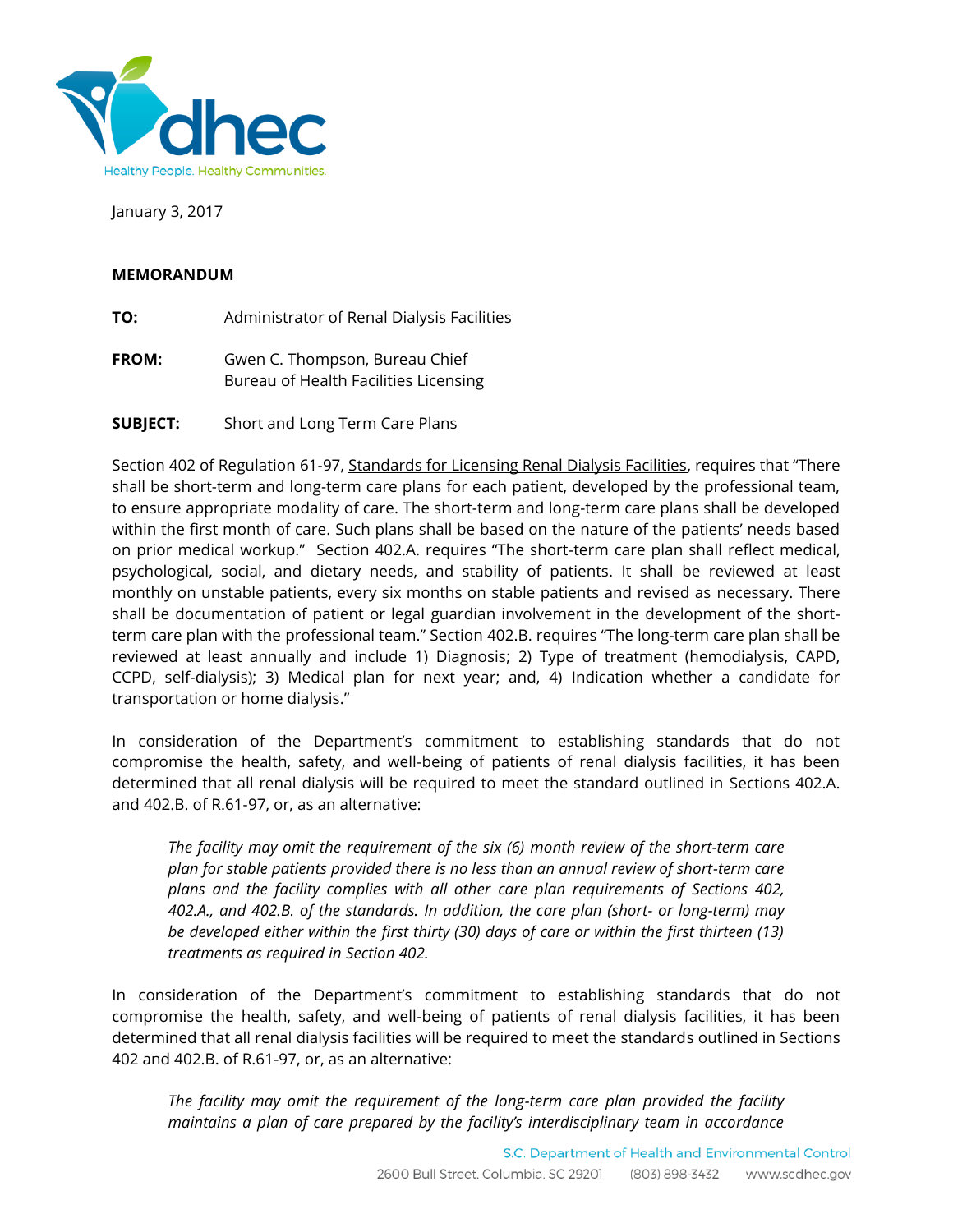January 3, 2017

**MEMORANDUM**

**TO:** Administrator of Renal Dialysis Facilities

**FROM:** Gwen C. Thompson, Bureau Chief
Bureau of Health Facilities Licensing

**SUBJECT:** Short and Long Term Care Plans

Section 402 of Regulation 61-97, Standards for Licensing Renal Dialysis Facilities, requires that "There shall be short-term and long-term care plans for each patient, developed by the professional team, to ensure appropriate modality of care. The short-term and long-term care plans shall be developed within the first month of care. Such plans shall be based on the nature of the patients' needs based on prior medical workup." Section 402.A. requires "The short-term care plan shall reflect medical, psychological, social, and dietary needs, and stability of patients. It shall be reviewed at least monthly on unstable patients, every six months on stable patients and revised as necessary. There shall be documentation of patient or legal guardian involvement in the development of the short-term care plan with the professional team." Section 402.B. requires "The long-term care plan shall be reviewed at least annually and include 1) Diagnosis; 2) Type of treatment (hemodialysis, CAPD, CCPD, self-dialysis); 3) Medical plan for next year; and, 4) Indication whether a candidate for transportation or home dialysis."

In consideration of the Department's commitment to establishing standards that do not compromise the health, safety, and well-being of patients of renal dialysis facilities, it has been determined that all renal dialysis will be required to meet the standard outlined in Sections 402.A. and 402.B. of R.61-97, or, as an alternative:

> *The facility may omit the requirement of the six (6) month review of the short-term care plan for stable patients provided there is no less than an annual review of short-term care plans and the facility complies with all other care plan requirements of Sections 402, 402.A., and 402.B. of the standards. In addition, the care plan (short- or long-term) may be developed either within the first thirty (30) days of care or within the first thirteen (13) treatments as required in Section 402.*

In consideration of the Department's commitment to establishing standards that do not compromise the health, safety, and well-being of patients of renal dialysis facilities, it has been determined that all renal dialysis facilities will be required to meet the standards outlined in Sections 402 and 402.B. of R.61-97, or, as an alternative:

> *The facility may omit the requirement of the long-term care plan provided the facility maintains a plan of care prepared by the facility's interdisciplinary team in accordance*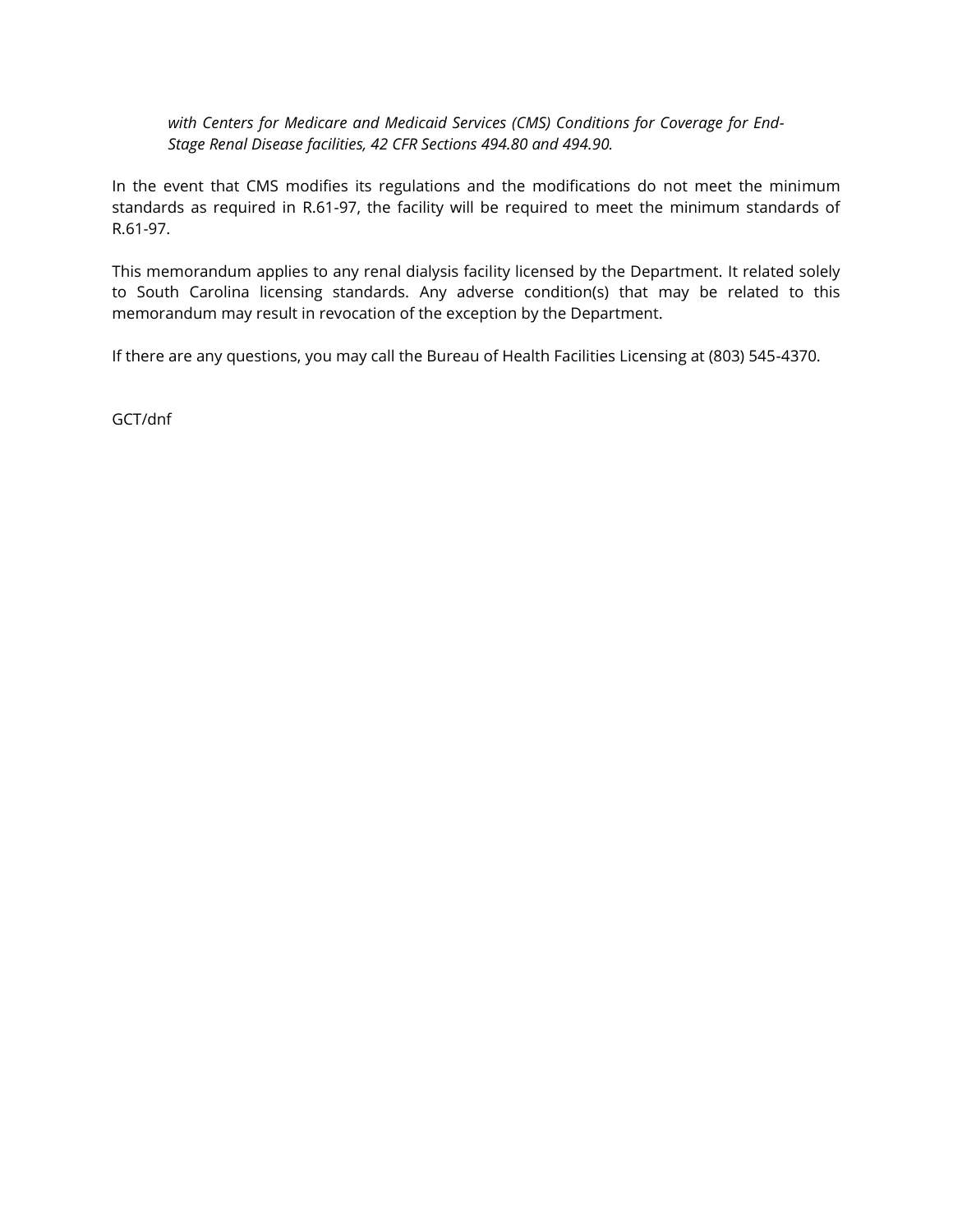*with Centers for Medicare and Medicaid Services (CMS) Conditions for Coverage for End-Stage Renal Disease facilities, 42 CFR Sections 494.80 and 494.90.*

In the event that CMS modifies its regulations and the modifications do not meet the minimum standards as required in R.61-97, the facility will be required to meet the minimum standards of R.61-97.

This memorandum applies to any renal dialysis facility licensed by the Department. It related solely to South Carolina licensing standards. Any adverse condition(s) that may be related to this memorandum may result in revocation of the exception by the Department.

If there are any questions, you may call the Bureau of Health Facilities Licensing at (803) 545-4370.

GCT/dnf